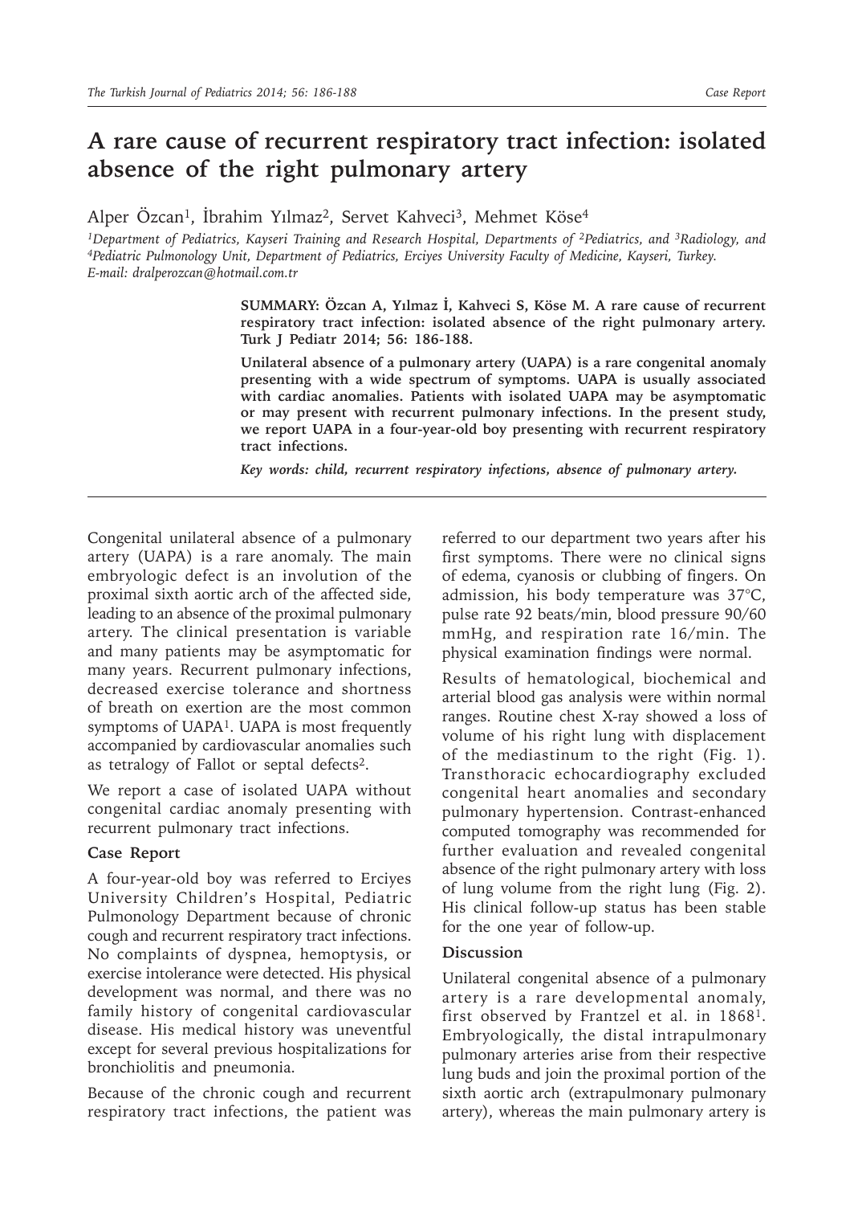# A rare cause of recurrent respiratory tract infection: isolated absence of the right pulmonary artery

Alper Özcan[1], İbrahim Yılmaz[2], Servet Kahveci[3], Mehmet Köse[4]

*[1]Department of Pediatrics, Kayseri Training and Research Hospital, Departments of [2]Pediatrics, and [3]Radiology, and [4]Pediatric Pulmonology Unit, Department of Pediatrics, Erciyes University Faculty of Medicine, Kayseri, Turkey. E-mail: dralperozcan@hotmail.com.tr*

**SUMMARY: Özcan A, Yılmaz İ, Kahveci S, Köse M. A rare cause of recurrent respiratory tract infection: isolated absence of the right pulmonary artery. Turk J Pediatr 2014; 56: 186-188.**

**Unilateral absence of a pulmonary artery (UAPA) is a rare congenital anomaly presenting with a wide spectrum of symptoms. UAPA is usually associated with cardiac anomalies. Patients with isolated UAPA may be asymptomatic or may present with recurrent pulmonary infections. In the present study, we report UAPA in a four-year-old boy presenting with recurrent respiratory tract infections.**

***Key words: child, recurrent respiratory infections, absence of pulmonary artery.***

---

Congenital unilateral absence of a pulmonary artery (UAPA) is a rare anomaly. The main embryologic defect is an involution of the proximal sixth aortic arch of the affected side, leading to an absence of the proximal pulmonary artery. The clinical presentation is variable and many patients may be asymptomatic for many years. Recurrent pulmonary infections, decreased exercise tolerance and shortness of breath on exertion are the most common symptoms of UAPA[1]. UAPA is most frequently accompanied by cardiovascular anomalies such as tetralogy of Fallot or septal defects[2].

We report a case of isolated UAPA without congenital cardiac anomaly presenting with recurrent pulmonary tract infections.

## Case Report

A four-year-old boy was referred to Erciyes University Children's Hospital, Pediatric Pulmonology Department because of chronic cough and recurrent respiratory tract infections. No complaints of dyspnea, hemoptysis, or exercise intolerance were detected. His physical development was normal, and there was no family history of congenital cardiovascular disease. His medical history was uneventful except for several previous hospitalizations for bronchiolitis and pneumonia.

Because of the chronic cough and recurrent respiratory tract infections, the patient was referred to our department two years after his first symptoms. There were no clinical signs of edema, cyanosis or clubbing of fingers. On admission, his body temperature was 37°C, pulse rate 92 beats/min, blood pressure 90/60 mmHg, and respiration rate 16/min. The physical examination findings were normal.

Results of hematological, biochemical and arterial blood gas analysis were within normal ranges. Routine chest X-ray showed a loss of volume of his right lung with displacement of the mediastinum to the right (Fig. 1). Transthoracic echocardiography excluded congenital heart anomalies and secondary pulmonary hypertension. Contrast-enhanced computed tomography was recommended for further evaluation and revealed congenital absence of the right pulmonary artery with loss of lung volume from the right lung (Fig. 2). His clinical follow-up status has been stable for the one year of follow-up.

## Discussion

Unilateral congenital absence of a pulmonary artery is a rare developmental anomaly, first observed by Frantzel et al. in 1868[1]. Embryologically, the distal intrapulmonary pulmonary arteries arise from their respective lung buds and join the proximal portion of the sixth aortic arch (extrapulmonary pulmonary artery), whereas the main pulmonary artery is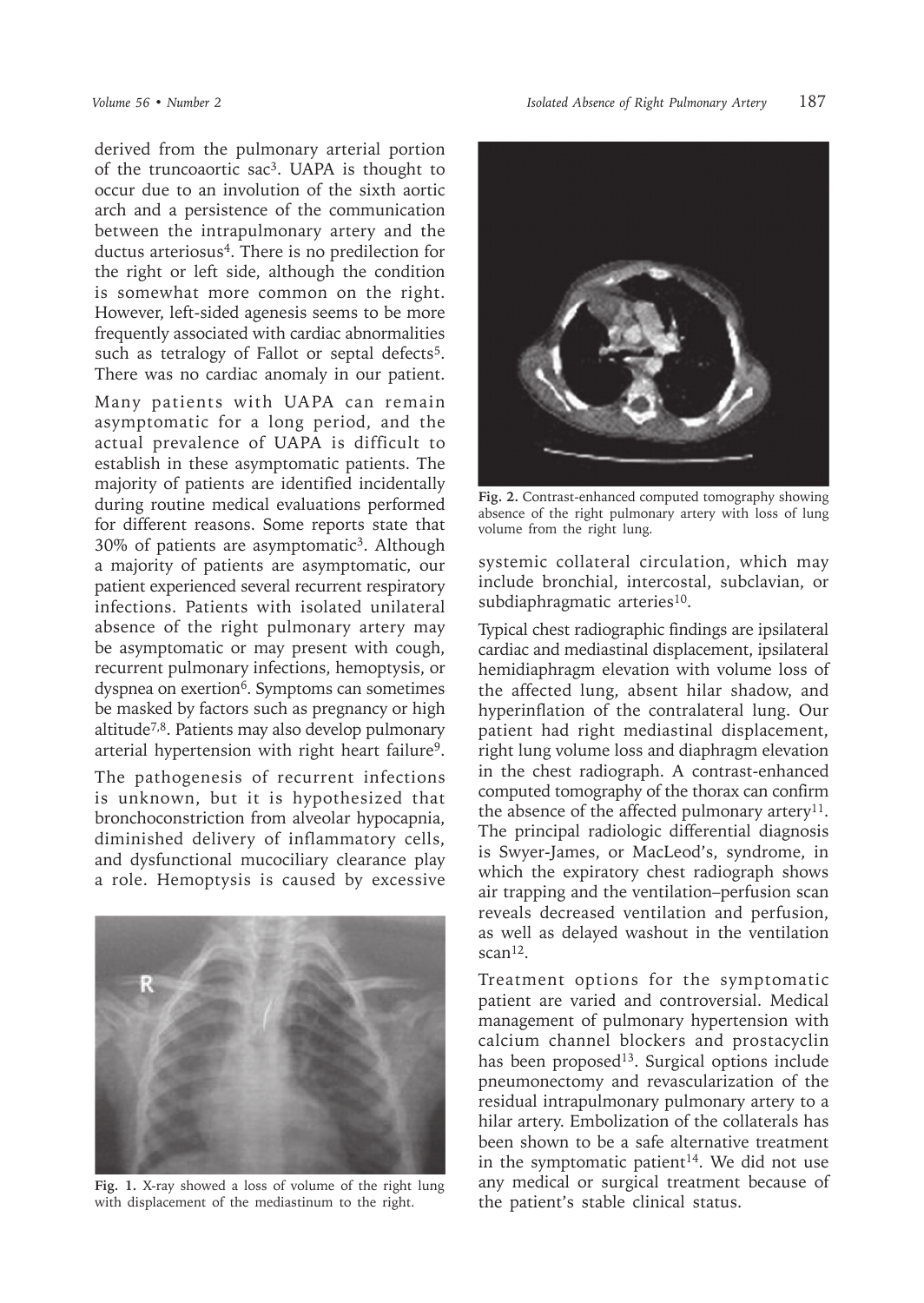derived from the pulmonary arterial portion of the truncoaortic sac[3]. UAPA is thought to occur due to an involution of the sixth aortic arch and a persistence of the communication between the intrapulmonary artery and the ductus arteriosus[4]. There is no predilection for the right or left side, although the condition is somewhat more common on the right. However, left-sided agenesis seems to be more frequently associated with cardiac abnormalities such as tetralogy of Fallot or septal defects[5]. There was no cardiac anomaly in our patient.

Many patients with UAPA can remain asymptomatic for a long period, and the actual prevalence of UAPA is difficult to establish in these asymptomatic patients. The majority of patients are identified incidentally during routine medical evaluations performed for different reasons. Some reports state that 30% of patients are asymptomatic[3]. Although a majority of patients are asymptomatic, our patient experienced several recurrent respiratory infections. Patients with isolated unilateral absence of the right pulmonary artery may be asymptomatic or may present with cough, recurrent pulmonary infections, hemoptysis, or dyspnea on exertion[6]. Symptoms can sometimes be masked by factors such as pregnancy or high altitude[7,8]. Patients may also develop pulmonary arterial hypertension with right heart failure[9].

The pathogenesis of recurrent infections is unknown, but it is hypothesized that bronchoconstriction from alveolar hypocapnia, diminished delivery of inflammatory cells, and dysfunctional mucociliary clearance play a role. Hemoptysis is caused by excessive systemic collateral circulation, which may include bronchial, intercostal, subclavian, or subdiaphragmatic arteries[10].

Fig. 1. X-ray showed a loss of volume of the right lung with displacement of the mediastinum to the right.

Fig. 2. Contrast-enhanced computed tomography showing absence of the right pulmonary artery with loss of lung volume from the right lung.

Typical chest radiographic findings are ipsilateral cardiac and mediastinal displacement, ipsilateral hemidiaphragm elevation with volume loss of the affected lung, absent hilar shadow, and hyperinflation of the contralateral lung. Our patient had right mediastinal displacement, right lung volume loss and diaphragm elevation in the chest radiograph. A contrast-enhanced computed tomography of the thorax can confirm the absence of the affected pulmonary artery[11]. The principal radiologic differential diagnosis is Swyer-James, or MacLeod's, syndrome, in which the expiratory chest radiograph shows air trapping and the ventilation–perfusion scan reveals decreased ventilation and perfusion, as well as delayed washout in the ventilation scan[12].

Treatment options for the symptomatic patient are varied and controversial. Medical management of pulmonary hypertension with calcium channel blockers and prostacyclin has been proposed[13]. Surgical options include pneumonectomy and revascularization of the residual intrapulmonary pulmonary artery to a hilar artery. Embolization of the collaterals has been shown to be a safe alternative treatment in the symptomatic patient[14]. We did not use any medical or surgical treatment because of the patient's stable clinical status.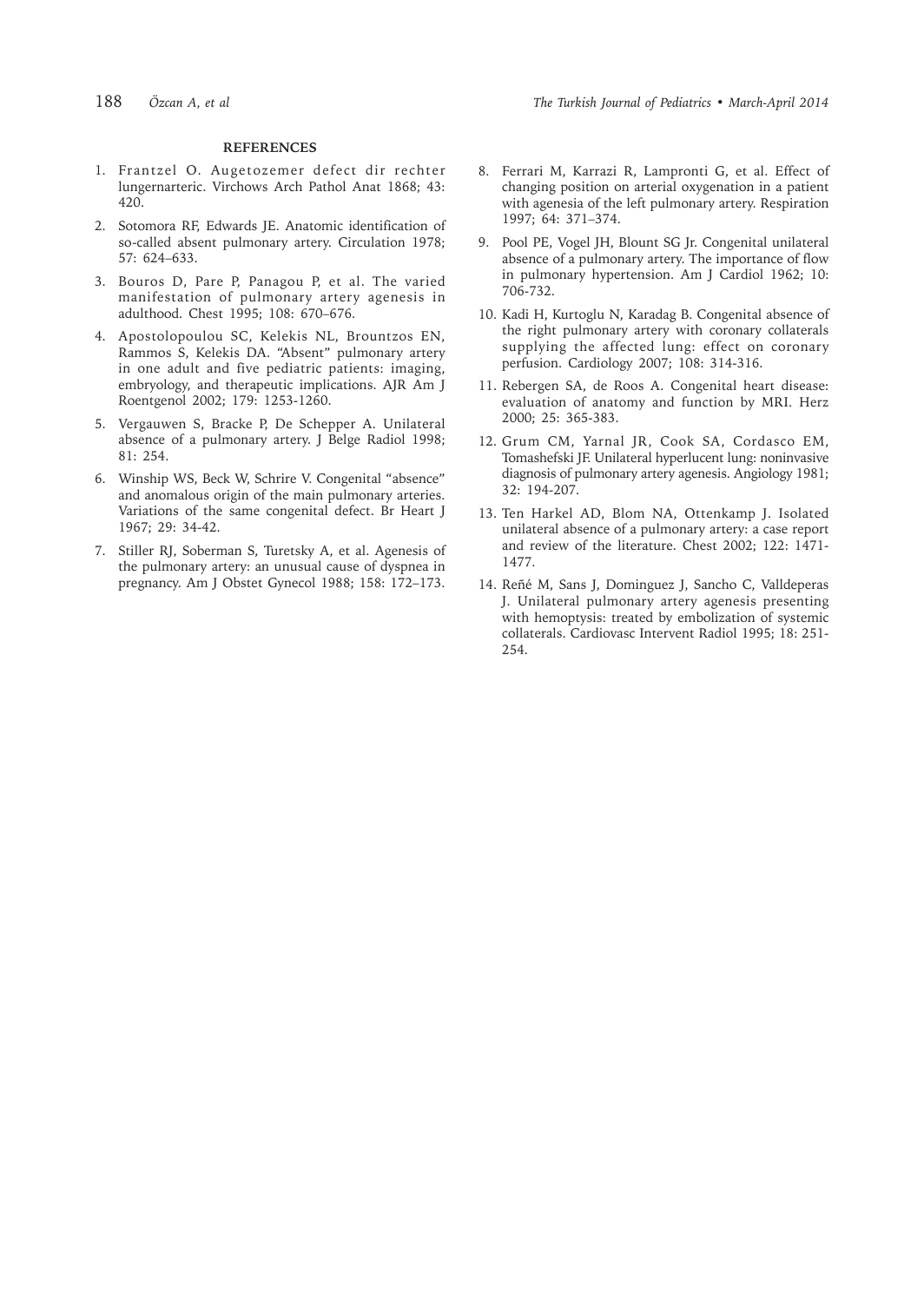## REFERENCES

1. Frantzel O. Augetozemer defect dir rechter lungernarteric. Virchows Arch Pathol Anat 1868; 43: 420.
2. Sotomora RF, Edwards JE. Anatomic identification of so-called absent pulmonary artery. Circulation 1978; 57: 624–633.
3. Bouros D, Pare P, Panagou P, et al. The varied manifestation of pulmonary artery agenesis in adulthood. Chest 1995; 108: 670–676.
4. Apostolopoulou SC, Kelekis NL, Brountzos EN, Rammos S, Kelekis DA. "Absent" pulmonary artery in one adult and five pediatric patients: imaging, embryology, and therapeutic implications. AJR Am J Roentgenol 2002; 179: 1253-1260.
5. Vergauwen S, Bracke P, De Schepper A. Unilateral absence of a pulmonary artery. J Belge Radiol 1998; 81: 254.
6. Winship WS, Beck W, Schrire V. Congenital "absence" and anomalous origin of the main pulmonary arteries. Variations of the same congenital defect. Br Heart J 1967; 29: 34-42.
7. Stiller RJ, Soberman S, Turetsky A, et al. Agenesis of the pulmonary artery: an unusual cause of dyspnea in pregnancy. Am J Obstet Gynecol 1988; 158: 172–173.
8. Ferrari M, Karrazi R, Lampronti G, et al. Effect of changing position on arterial oxygenation in a patient with agenesia of the left pulmonary artery. Respiration 1997; 64: 371–374.
9. Pool PE, Vogel JH, Blount SG Jr. Congenital unilateral absence of a pulmonary artery. The importance of flow in pulmonary hypertension. Am J Cardiol 1962; 10: 706-732.
10. Kadi H, Kurtoglu N, Karadag B. Congenital absence of the right pulmonary artery with coronary collaterals supplying the affected lung: effect on coronary perfusion. Cardiology 2007; 108: 314-316.
11. Rebergen SA, de Roos A. Congenital heart disease: evaluation of anatomy and function by MRI. Herz 2000; 25: 365-383.
12. Grum CM, Yarnal JR, Cook SA, Cordasco EM, Tomashefski JF. Unilateral hyperlucent lung: noninvasive diagnosis of pulmonary artery agenesis. Angiology 1981; 32: 194-207.
13. Ten Harkel AD, Blom NA, Ottenkamp J. Isolated unilateral absence of a pulmonary artery: a case report and review of the literature. Chest 2002; 122: 1471-1477.
14. Reñé M, Sans J, Dominguez J, Sancho C, Valldeperas J. Unilateral pulmonary artery agenesis presenting with hemoptysis: treated by embolization of systemic collaterals. Cardiovasc Intervent Radiol 1995; 18: 251-254.